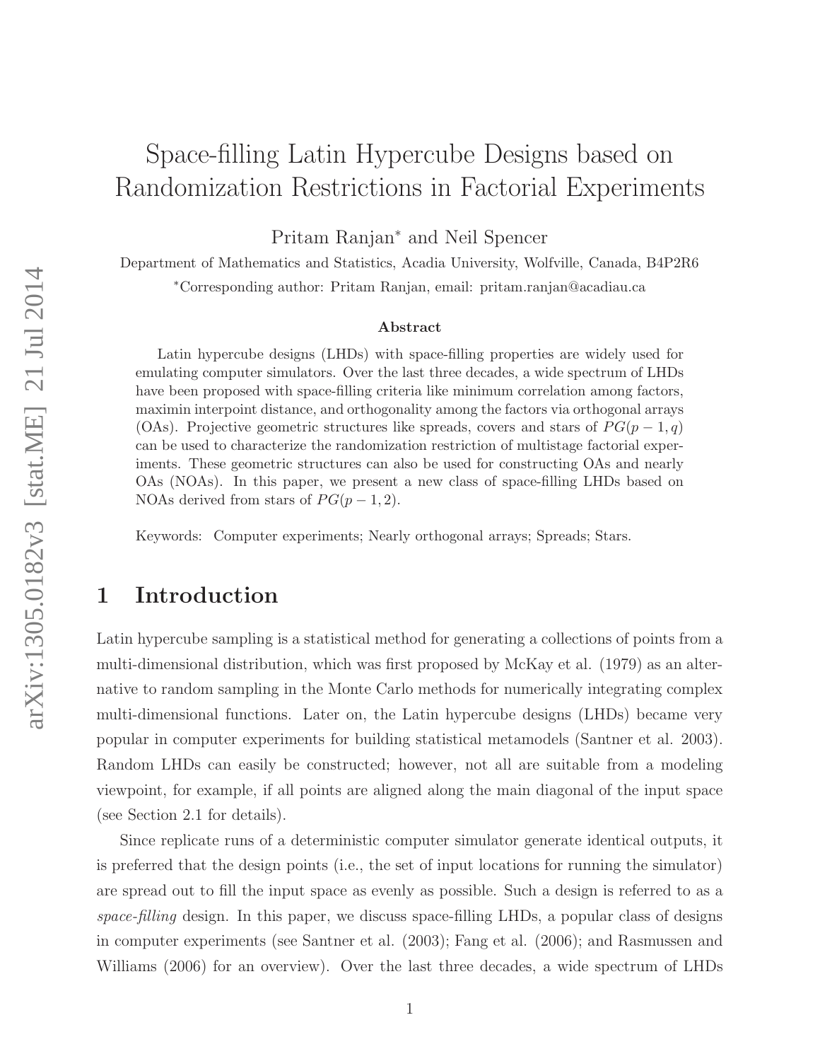# Space-filling Latin Hypercube Designs based on Randomization Restrictions in Factorial Experiments

Pritam Ranjan* and Neil Spencer

Department of Mathematics and Statistics, Acadia University, Wolfville, Canada, B4P2R6

*Corresponding author: Pritam Ranjan, email: pritam.ranjan@acadiau.ca

### Abstract

Latin hypercube designs (LHDs) with space-filling properties are widely used for emulating computer simulators. Over the last three decades, a wide spectrum of LHDs have been proposed with space-filling criteria like minimum correlation among factors, maximin interpoint distance, and orthogonality among the factors via orthogonal arrays (OAs). Projective geometric structures like spreads, covers and stars of $PG(p-1, q)$ can be used to characterize the randomization restriction of multistage factorial experiments. These geometric structures can also be used for constructing OAs and nearly OAs (NOAs). In this paper, we present a new class of space-filling LHDs based on NOAs derived from stars of $PG(p-1, 2)$.

Keywords: Computer experiments; Nearly orthogonal arrays; Spreads; Stars.

## 1 Introduction

Latin hypercube sampling is a statistical method for generating a collections of points from a multi-dimensional distribution, which was first proposed by McKay et al. (1979) as an alternative to random sampling in the Monte Carlo methods for numerically integrating complex multi-dimensional functions. Later on, the Latin hypercube designs (LHDs) became very popular in computer experiments for building statistical metamodels (Santner et al. 2003). Random LHDs can easily be constructed; however, not all are suitable from a modeling viewpoint, for example, if all points are aligned along the main diagonal of the input space (see Section 2.1 for details).

Since replicate runs of a deterministic computer simulator generate identical outputs, it is preferred that the design points (i.e., the set of input locations for running the simulator) are spread out to fill the input space as evenly as possible. Such a design is referred to as a *space-filling* design. In this paper, we discuss space-filling LHDs, a popular class of designs in computer experiments (see Santner et al. (2003); Fang et al. (2006); and Rasmussen and Williams (2006) for an overview). Over the last three decades, a wide spectrum of LHDs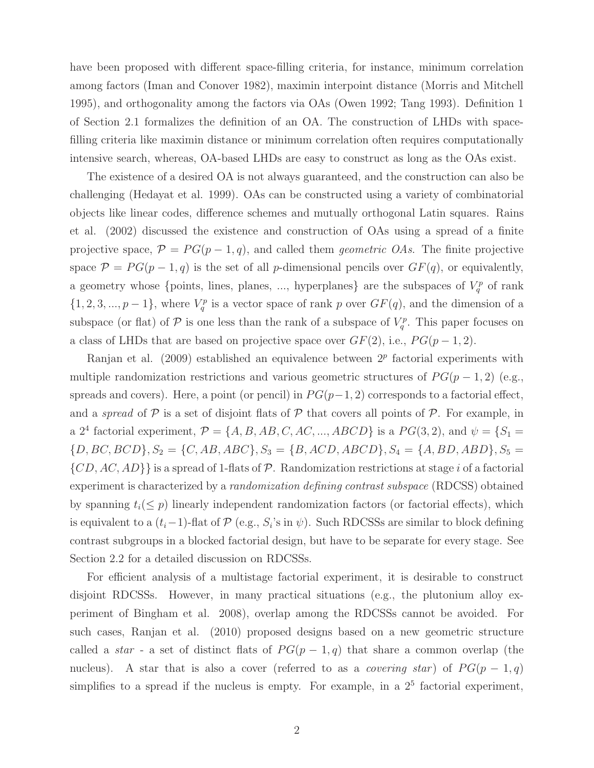have been proposed with different space-filling criteria, for instance, minimum correlation among factors (Iman and Conover 1982), maximin interpoint distance (Morris and Mitchell 1995), and orthogonality among the factors via OAs (Owen 1992; Tang 1993). Definition 1 of Section 2.1 formalizes the definition of an OA. The construction of LHDs with space-filling criteria like maximin distance or minimum correlation often requires computationally intensive search, whereas, OA-based LHDs are easy to construct as long as the OAs exist.

The existence of a desired OA is not always guaranteed, and the construction can also be challenging (Hedayat et al. 1999). OAs can be constructed using a variety of combinatorial objects like linear codes, difference schemes and mutually orthogonal Latin squares. Rains et al. (2002) discussed the existence and construction of OAs using a spread of a finite projective space, $\mathcal{P} = PG(p-1, q)$, and called them *geometric OAs*. The finite projective space $\mathcal{P} = PG(p-1, q)$ is the set of all $p$-dimensional pencils over $GF(q)$, or equivalently, a geometry whose {points, lines, planes, ..., hyperplanes} are the subspaces of $V_q^p$ of rank $\{1, 2, 3, ..., p-1\}$, where $V_q^p$ is a vector space of rank $p$ over $GF(q)$, and the dimension of a subspace (or flat) of $\mathcal{P}$ is one less than the rank of a subspace of $V_q^p$. This paper focuses on a class of LHDs that are based on projective space over $GF(2)$, i.e., $PG(p-1, 2)$.

Ranjan et al. (2009) established an equivalence between $2^p$ factorial experiments with multiple randomization restrictions and various geometric structures of $PG(p-1, 2)$ (e.g., spreads and covers). Here, a point (or pencil) in $PG(p-1, 2)$ corresponds to a factorial effect, and a *spread* of $\mathcal{P}$ is a set of disjoint flats of $\mathcal{P}$ that covers all points of $\mathcal{P}$. For example, in a $2^4$ factorial experiment, $\mathcal{P} = \{A, B, AB, C, AC, ..., ABCD\}$ is a $PG(3, 2)$, and $\psi = \{S_1 = \{D, BC, BCD\}, S_2 = \{C, AB, ABC\}, S_3 = \{B, ACD, ABCD\}, S_4 = \{A, BD, ABD\}, S_5 = \{CD, AC, AD\}\}$ is a spread of 1-flats of $\mathcal{P}$. Randomization restrictions at stage $i$ of a factorial experiment is characterized by a *randomization defining contrast subspace* (RDCSS) obtained by spanning $t_i (\leq p)$ linearly independent randomization factors (or factorial effects), which is equivalent to a $(t_i - 1)$-flat of $\mathcal{P}$ (e.g., $S_i$'s in $\psi$). Such RDCSSs are similar to block defining contrast subgroups in a blocked factorial design, but have to be separate for every stage. See Section 2.2 for a detailed discussion on RDCSSs.

For efficient analysis of a multistage factorial experiment, it is desirable to construct disjoint RDCSSs. However, in many practical situations (e.g., the plutonium alloy experiment of Bingham et al. 2008), overlap among the RDCSSs cannot be avoided. For such cases, Ranjan et al. (2010) proposed designs based on a new geometric structure called a *star* - a set of distinct flats of $PG(p-1, q)$ that share a common overlap (the nucleus). A star that is also a cover (referred to as a *covering star*) of $PG(p-1, q)$ simplifies to a spread if the nucleus is empty. For example, in a $2^5$ factorial experiment,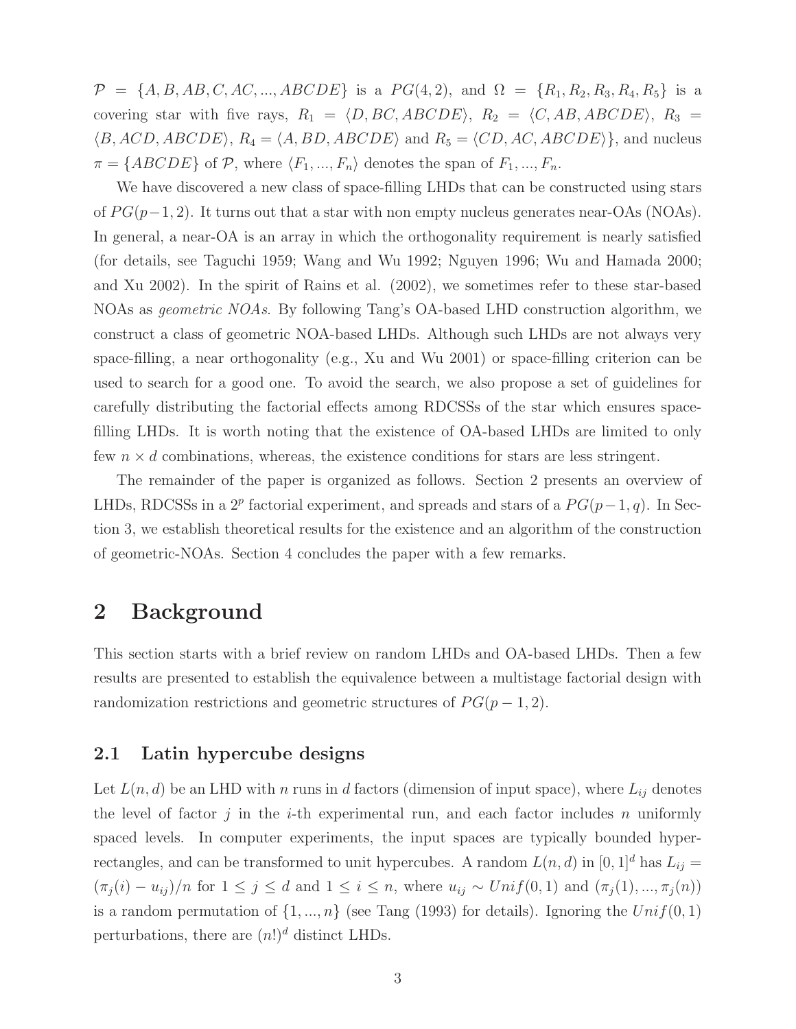$\mathcal{P} = \{A, B, AB, C, AC, ..., ABCDE\}$ is a $PG(4,2)$, and $\Omega = \{R_1, R_2, R_3, R_4, R_5\}$ is a covering star with five rays, $R_1 = \langle D, BC, ABCDE \rangle$, $R_2 = \langle C, AB, ABCDE \rangle$, $R_3 = \langle B, ACD, ABCDE \rangle$, $R_4 = \langle A, BD, ABCDE \rangle$ and $R_5 = \langle CD, AC, ABCDE \rangle\}$, and nucleus $\pi = \{ABCDE\}$ of $\mathcal{P}$, where $\langle F_1, ..., F_n \rangle$ denotes the span of $F_1, ..., F_n$.

We have discovered a new class of space-filling LHDs that can be constructed using stars of $PG(p-1,2)$. It turns out that a star with non empty nucleus generates near-OAs (NOAs). In general, a near-OA is an array in which the orthogonality requirement is nearly satisfied (for details, see Taguchi 1959; Wang and Wu 1992; Nguyen 1996; Wu and Hamada 2000; and Xu 2002). In the spirit of Rains et al. (2002), we sometimes refer to these star-based NOAs as *geometric NOAs*. By following Tang's OA-based LHD construction algorithm, we construct a class of geometric NOA-based LHDs. Although such LHDs are not always very space-filling, a near orthogonality (e.g., Xu and Wu 2001) or space-filling criterion can be used to search for a good one. To avoid the search, we also propose a set of guidelines for carefully distributing the factorial effects among RDCSSs of the star which ensures space-filling LHDs. It is worth noting that the existence of OA-based LHDs are limited to only few $n \times d$ combinations, whereas, the existence conditions for stars are less stringent.

The remainder of the paper is organized as follows. Section 2 presents an overview of LHDs, RDCSSs in a $2^p$ factorial experiment, and spreads and stars of a $PG(p-1,q)$. In Section 3, we establish theoretical results for the existence and an algorithm of the construction of geometric-NOAs. Section 4 concludes the paper with a few remarks.

# 2 Background

This section starts with a brief review on random LHDs and OA-based LHDs. Then a few results are presented to establish the equivalence between a multistage factorial design with randomization restrictions and geometric structures of $PG(p-1,2)$.

## 2.1 Latin hypercube designs

Let $L(n,d)$ be an LHD with $n$ runs in $d$ factors (dimension of input space), where $L_{ij}$ denotes the level of factor $j$ in the $i$-th experimental run, and each factor includes $n$ uniformly spaced levels. In computer experiments, the input spaces are typically bounded hyper-rectangles, and can be transformed to unit hypercubes. A random $L(n,d)$ in $[0,1]^d$ has $L_{ij} = (\pi_j(i) - u_{ij})/n$ for $1 \leq j \leq d$ and $1 \leq i \leq n$, where $u_{ij} \sim Unif(0,1)$ and $(\pi_j(1), ..., \pi_j(n))$ is a random permutation of $\{1, ..., n\}$ (see Tang (1993) for details). Ignoring the $Unif(0,1)$ perturbations, there are $(n!)^d$ distinct LHDs.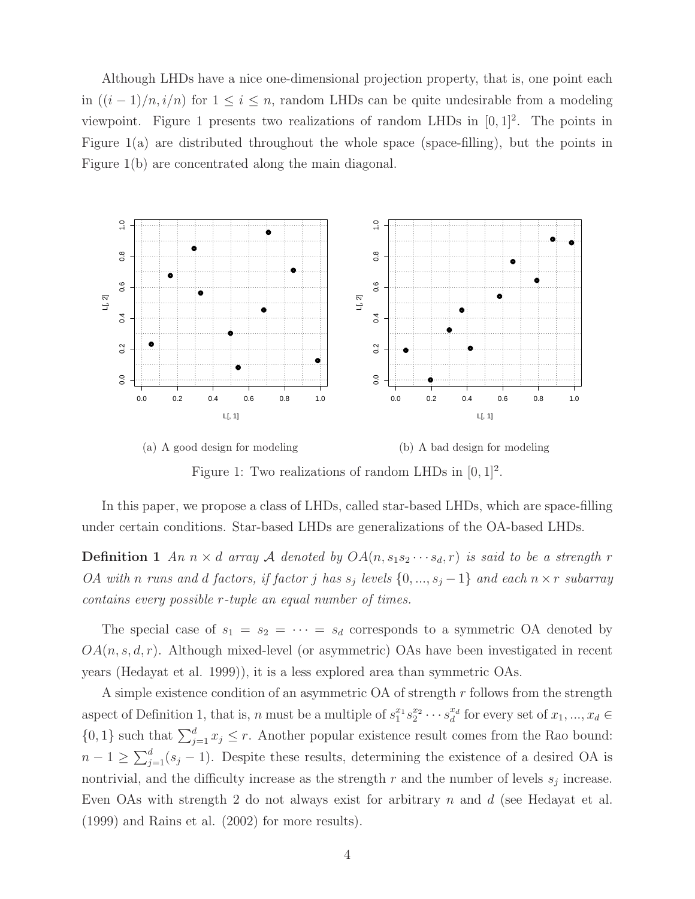Although LHDs have a nice one-dimensional projection property, that is, one point each in $((i-1)/n, i/n)$ for $1 \leq i \leq n$, random LHDs can be quite undesirable from a modeling viewpoint. Figure 1 presents two realizations of random LHDs in $[0,1]^2$. The points in Figure 1(a) are distributed throughout the whole space (space-filling), but the points in Figure 1(b) are concentrated along the main diagonal.

(a) A good design for modeling

(b) A bad design for modeling

Figure 1: Two realizations of random LHDs in $[0,1]^2$.

In this paper, we propose a class of LHDs, called star-based LHDs, which are space-filling under certain conditions. Star-based LHDs are generalizations of the OA-based LHDs.

**Definition 1** *An $n \times d$ array $\mathcal{A}$ denoted by $OA(n, s_1 s_2 \cdots s_d, r)$ is said to be a strength $r$ OA with $n$ runs and $d$ factors, if factor $j$ has $s_j$ levels $\{0, ..., s_j - 1\}$ and each $n \times r$ subarray contains every possible $r$-tuple an equal number of times.*

The special case of $s_1 = s_2 = \cdots = s_d$ corresponds to a symmetric OA denoted by $OA(n, s, d, r)$. Although mixed-level (or asymmetric) OAs have been investigated in recent years (Hedayat et al. 1999)), it is a less explored area than symmetric OAs.

A simple existence condition of an asymmetric OA of strength $r$ follows from the strength aspect of Definition 1, that is, $n$ must be a multiple of $s_1^{x_1} s_2^{x_2} \cdots s_d^{x_d}$ for every set of $x_1, ..., x_d \in \{0, 1\}$ such that $\sum_{j=1}^{d} x_j \leq r$. Another popular existence result comes from the Rao bound: $n - 1 \geq \sum_{j=1}^{d}(s_j - 1)$. Despite these results, determining the existence of a desired OA is nontrivial, and the difficulty increase as the strength $r$ and the number of levels $s_j$ increase. Even OAs with strength 2 do not always exist for arbitrary $n$ and $d$ (see Hedayat et al. (1999) and Rains et al. (2002) for more results).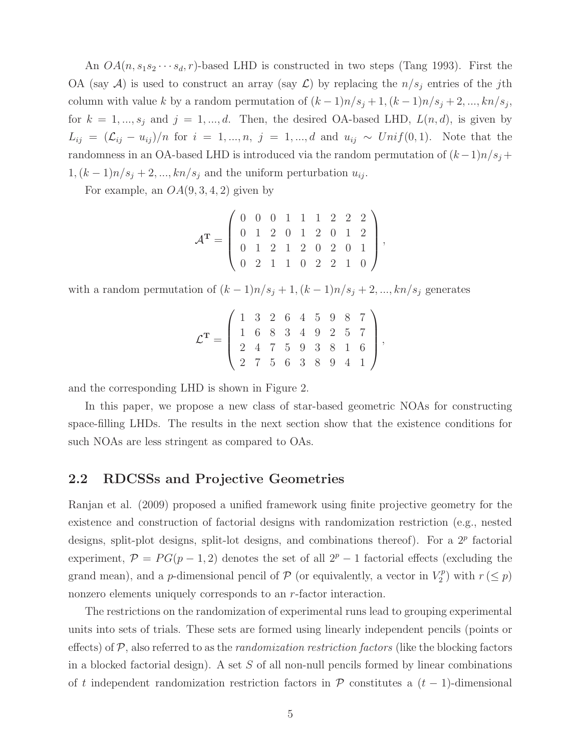An $OA(n, s_1 s_2 \cdots s_d, r)$-based LHD is constructed in two steps (Tang 1993). First the OA (say $\mathcal{A}$) is used to construct an array (say $\mathcal{L}$) by replacing the $n/s_j$ entries of the $j$th column with value $k$ by a random permutation of $(k-1)n/s_j + 1, (k-1)n/s_j + 2, ..., kn/s_j$, for $k = 1, ..., s_j$ and $j = 1, ..., d$. Then, the desired OA-based LHD, $L(n, d)$, is given by $L_{ij} = (\mathcal{L}_{ij} - u_{ij})/n$ for $i = 1, ..., n$, $j = 1, ..., d$ and $u_{ij} \sim Unif(0, 1)$. Note that the randomness in an OA-based LHD is introduced via the random permutation of $(k-1)n/s_j + 1, (k-1)n/s_j + 2, ..., kn/s_j$ and the uniform perturbation $u_{ij}$.

For example, an $OA(9, 3, 4, 2)$ given by

$$\mathcal{A}^{\mathbf{T}} = \begin{pmatrix} 0 & 0 & 0 & 1 & 1 & 1 & 2 & 2 & 2 \\ 0 & 1 & 2 & 0 & 1 & 2 & 0 & 1 & 2 \\ 0 & 1 & 2 & 1 & 2 & 0 & 2 & 0 & 1 \\ 0 & 2 & 1 & 1 & 0 & 2 & 2 & 1 & 0 \end{pmatrix},$$

with a random permutation of $(k-1)n/s_j + 1, (k-1)n/s_j + 2, ..., kn/s_j$ generates

$$\mathcal{L}^{\mathbf{T}} = \begin{pmatrix} 1 & 3 & 2 & 6 & 4 & 5 & 9 & 8 & 7 \\ 1 & 6 & 8 & 3 & 4 & 9 & 2 & 5 & 7 \\ 2 & 4 & 7 & 5 & 9 & 3 & 8 & 1 & 6 \\ 2 & 7 & 5 & 6 & 3 & 8 & 9 & 4 & 1 \end{pmatrix},$$

and the corresponding LHD is shown in Figure 2.

In this paper, we propose a new class of star-based geometric NOAs for constructing space-filling LHDs. The results in the next section show that the existence conditions for such NOAs are less stringent as compared to OAs.

## 2.2 RDCSSs and Projective Geometries

Ranjan et al. (2009) proposed a unified framework using finite projective geometry for the existence and construction of factorial designs with randomization restriction (e.g., nested designs, split-plot designs, split-lot designs, and combinations thereof). For a $2^p$ factorial experiment, $\mathcal{P} = PG(p-1, 2)$ denotes the set of all $2^p - 1$ factorial effects (excluding the grand mean), and a $p$-dimensional pencil of $\mathcal{P}$ (or equivalently, a vector in $V_2^p$) with $r\,(\leq p)$ nonzero elements uniquely corresponds to an $r$-factor interaction.

The restrictions on the randomization of experimental runs lead to grouping experimental units into sets of trials. These sets are formed using linearly independent pencils (points or effects) of $\mathcal{P}$, also referred to as the *randomization restriction factors* (like the blocking factors in a blocked factorial design). A set $S$ of all non-null pencils formed by linear combinations of $t$ independent randomization restriction factors in $\mathcal{P}$ constitutes a $(t-1)$-dimensional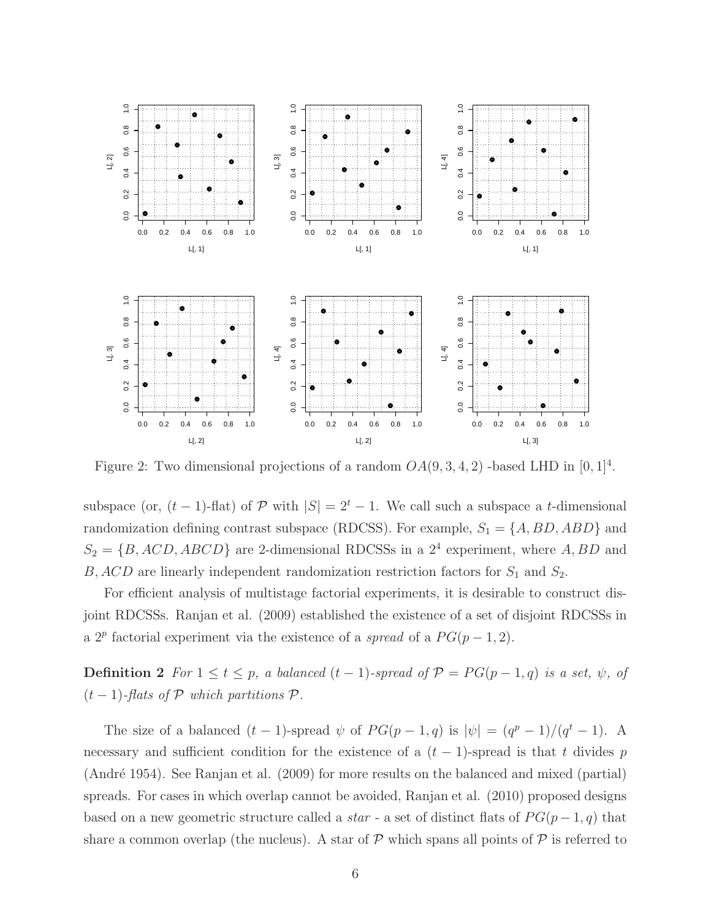Figure 2: Two dimensional projections of a random $OA(9, 3, 4, 2)$ -based LHD in $[0, 1]^4$.

subspace (or, $(t-1)$-flat) of $\mathcal{P}$ with $|S| = 2^t - 1$. We call such a subspace a $t$-dimensional randomization defining contrast subspace (RDCSS). For example, $S_1 = \{A, BD, ABD\}$ and $S_2 = \{B, ACD, ABCD\}$ are 2-dimensional RDCSSs in a $2^4$ experiment, where $A, BD$ and $B, ACD$ are linearly independent randomization restriction factors for $S_1$ and $S_2$.

For efficient analysis of multistage factorial experiments, it is desirable to construct disjoint RDCSSs. Ranjan et al. (2009) established the existence of a set of disjoint RDCSSs in a $2^p$ factorial experiment via the existence of a *spread* of a $PG(p-1, 2)$.

**Definition 2** *For $1 \leq t \leq p$, a balanced $(t-1)$-spread of $\mathcal{P} = PG(p-1, q)$ is a set, $\psi$, of $(t-1)$-flats of $\mathcal{P}$ which partitions $\mathcal{P}$.*

The size of a balanced $(t-1)$-spread $\psi$ of $PG(p-1, q)$ is $|\psi| = (q^p - 1)/(q^t - 1)$. A necessary and sufficient condition for the existence of a $(t-1)$-spread is that $t$ divides $p$ (André 1954). See Ranjan et al. (2009) for more results on the balanced and mixed (partial) spreads. For cases in which overlap cannot be avoided, Ranjan et al. (2010) proposed designs based on a new geometric structure called a *star* - a set of distinct flats of $PG(p-1, q)$ that share a common overlap (the nucleus). A star of $\mathcal{P}$ which spans all points of $\mathcal{P}$ is referred to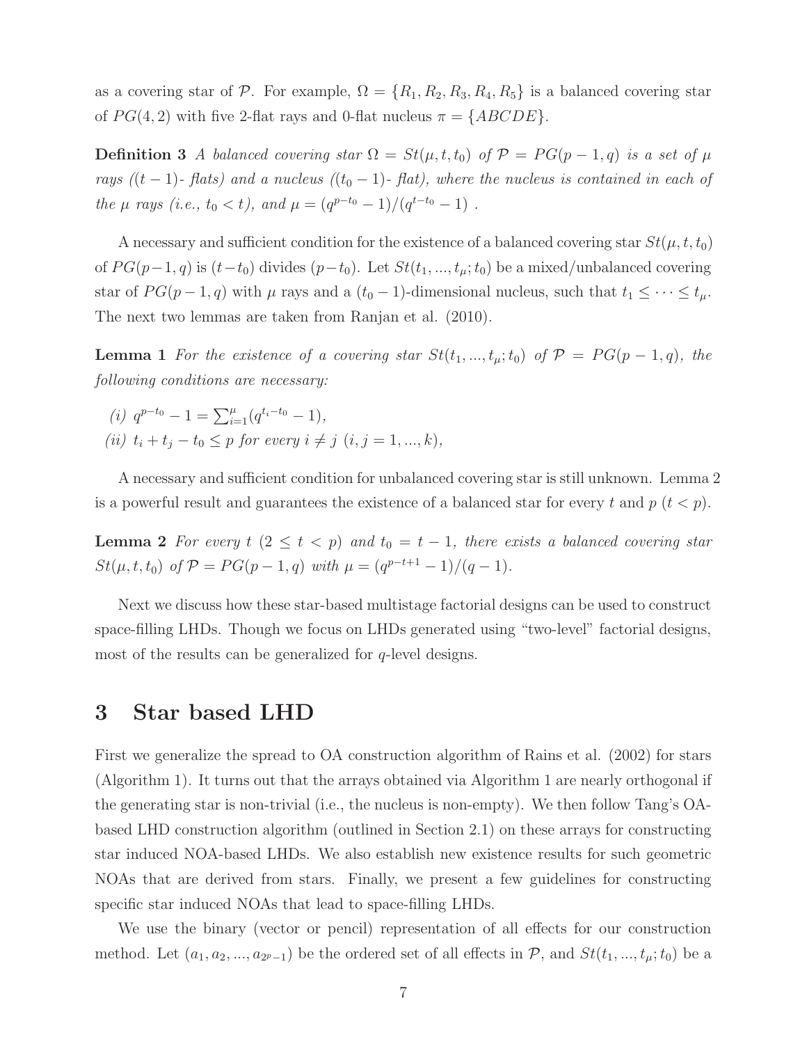as a covering star of $\mathcal{P}$. For example, $\Omega = \{R_1, R_2, R_3, R_4, R_5\}$ is a balanced covering star of $PG(4, 2)$ with five 2-flat rays and 0-flat nucleus $\pi = \{ABCDE\}$.

**Definition 3** *A balanced covering star $\Omega = St(\mu, t, t_0)$ of $\mathcal{P} = PG(p-1, q)$ is a set of $\mu$ rays ($(t-1)$- flats) and a nucleus ($(t_0 - 1)$- flat), where the nucleus is contained in each of the $\mu$ rays (i.e., $t_0 < t$), and $\mu = (q^{p-t_0} - 1)/(q^{t-t_0} - 1)$ .*

A necessary and sufficient condition for the existence of a balanced covering star $St(\mu, t, t_0)$ of $PG(p-1, q)$ is $(t-t_0)$ divides $(p-t_0)$. Let $St(t_1, ..., t_\mu; t_0)$ be a mixed/unbalanced covering star of $PG(p-1, q)$ with $\mu$ rays and a $(t_0 - 1)$-dimensional nucleus, such that $t_1 \leq \cdots \leq t_\mu$. The next two lemmas are taken from Ranjan et al. (2010).

**Lemma 1** *For the existence of a covering star $St(t_1, ..., t_\mu; t_0)$ of $\mathcal{P} = PG(p-1, q)$, the following conditions are necessary:*

*(i) $q^{p-t_0} - 1 = \sum_{i=1}^{\mu}(q^{t_i - t_0} - 1)$,*

*(ii) $t_i + t_j - t_0 \leq p$ for every $i \neq j$ $(i, j = 1, ..., k)$,*

A necessary and sufficient condition for unbalanced covering star is still unknown. Lemma 2 is a powerful result and guarantees the existence of a balanced star for every $t$ and $p$ ($t < p$).

**Lemma 2** *For every $t$ $(2 \leq t < p)$ and $t_0 = t - 1$, there exists a balanced covering star $St(\mu, t, t_0)$ of $\mathcal{P} = PG(p-1, q)$ with $\mu = (q^{p-t+1} - 1)/(q - 1)$.*

Next we discuss how these star-based multistage factorial designs can be used to construct space-filling LHDs. Though we focus on LHDs generated using "two-level" factorial designs, most of the results can be generalized for $q$-level designs.

# 3 Star based LHD

First we generalize the spread to OA construction algorithm of Rains et al. (2002) for stars (Algorithm 1). It turns out that the arrays obtained via Algorithm 1 are nearly orthogonal if the generating star is non-trivial (i.e., the nucleus is non-empty). We then follow Tang's OA-based LHD construction algorithm (outlined in Section 2.1) on these arrays for constructing star induced NOA-based LHDs. We also establish new existence results for such geometric NOAs that are derived from stars. Finally, we present a few guidelines for constructing specific star induced NOAs that lead to space-filling LHDs.

We use the binary (vector or pencil) representation of all effects for our construction method. Let $(a_1, a_2, ..., a_{2^p-1})$ be the ordered set of all effects in $\mathcal{P}$, and $St(t_1, ..., t_\mu; t_0)$ be a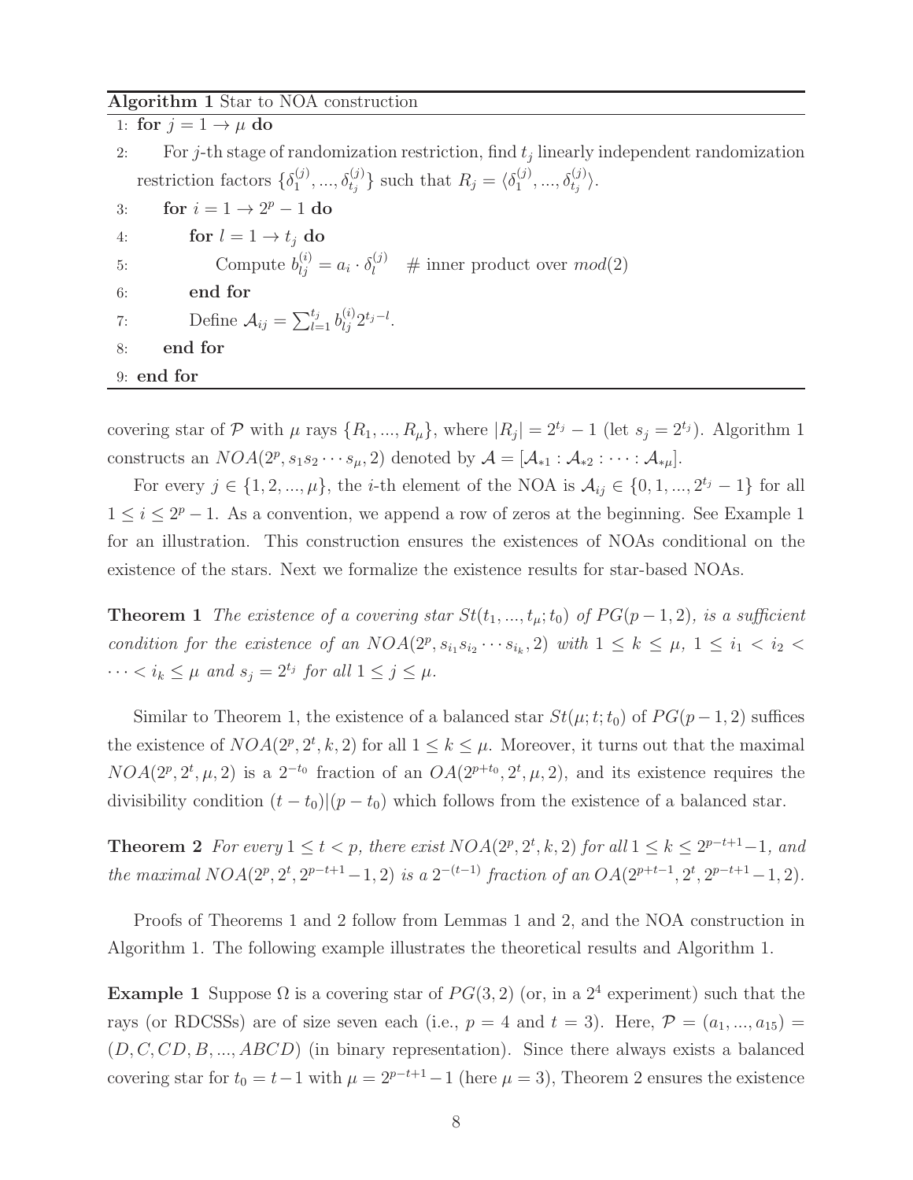**Algorithm 1** Star to NOA construction

```
1: for j = 1 → μ do
2:     For j-th stage of randomization restriction, find t_j linearly independent randomization
       restriction factors {δ_1^(j), ..., δ_{t_j}^(j)} such that R_j = ⟨δ_1^(j), ..., δ_{t_j}^(j)⟩.
3:     for i = 1 → 2^p − 1 do
4:         for l = 1 → t_j do
5:             Compute b_{lj}^(i) = a_i · δ_l^(j)    # inner product over mod(2)
6:         end for
7:         Define A_ij = Σ_{l=1}^{t_j} b_{lj}^(i) 2^{t_j − l}.
8:     end for
9: end for
```

covering star of $\mathcal{P}$ with $\mu$ rays $\{R_1, ..., R_\mu\}$, where $|R_j| = 2^{t_j} - 1$ (let $s_j = 2^{t_j}$). Algorithm 1 constructs an $NOA(2^p, s_1 s_2 \cdots s_\mu, 2)$ denoted by $\mathcal{A} = [\mathcal{A}_{*1} : \mathcal{A}_{*2} : \cdots : \mathcal{A}_{*\mu}]$.

For every $j \in \{1, 2, ..., \mu\}$, the $i$-th element of the NOA is $\mathcal{A}_{ij} \in \{0, 1, ..., 2^{t_j} - 1\}$ for all $1 \le i \le 2^p - 1$. As a convention, we append a row of zeros at the beginning. See Example 1 for an illustration. This construction ensures the existences of NOAs conditional on the existence of the stars. Next we formalize the existence results for star-based NOAs.

**Theorem 1** *The existence of a covering star $St(t_1, ..., t_\mu; t_0)$ of $PG(p-1, 2)$, is a sufficient condition for the existence of an $NOA(2^p, s_{i_1} s_{i_2} \cdots s_{i_k}, 2)$ with $1 \le k \le \mu$, $1 \le i_1 < i_2 < \cdots < i_k \le \mu$ and $s_j = 2^{t_j}$ for all $1 \le j \le \mu$.*

Similar to Theorem 1, the existence of a balanced star $St(\mu; t; t_0)$ of $PG(p-1, 2)$ suffices the existence of $NOA(2^p, 2^t, k, 2)$ for all $1 \le k \le \mu$. Moreover, it turns out that the maximal $NOA(2^p, 2^t, \mu, 2)$ is a $2^{-t_0}$ fraction of an $OA(2^{p+t_0}, 2^t, \mu, 2)$, and its existence requires the divisibility condition $(t - t_0)|(p - t_0)$ which follows from the existence of a balanced star.

**Theorem 2** *For every $1 \le t < p$, there exist $NOA(2^p, 2^t, k, 2)$ for all $1 \le k \le 2^{p-t+1} - 1$, and the maximal $NOA(2^p, 2^t, 2^{p-t+1} - 1, 2)$ is a $2^{-(t-1)}$ fraction of an $OA(2^{p+t-1}, 2^t, 2^{p-t+1} - 1, 2)$.*

Proofs of Theorems 1 and 2 follow from Lemmas 1 and 2, and the NOA construction in Algorithm 1. The following example illustrates the theoretical results and Algorithm 1.

**Example 1** Suppose $\Omega$ is a covering star of $PG(3, 2)$ (or, in a $2^4$ experiment) such that the rays (or RDCSSs) are of size seven each (i.e., $p = 4$ and $t = 3$). Here, $\mathcal{P} = (a_1, ..., a_{15}) = (D, C, CD, B, ..., ABCD)$ (in binary representation). Since there always exists a balanced covering star for $t_0 = t - 1$ with $\mu = 2^{p-t+1} - 1$ (here $\mu = 3$), Theorem 2 ensures the existence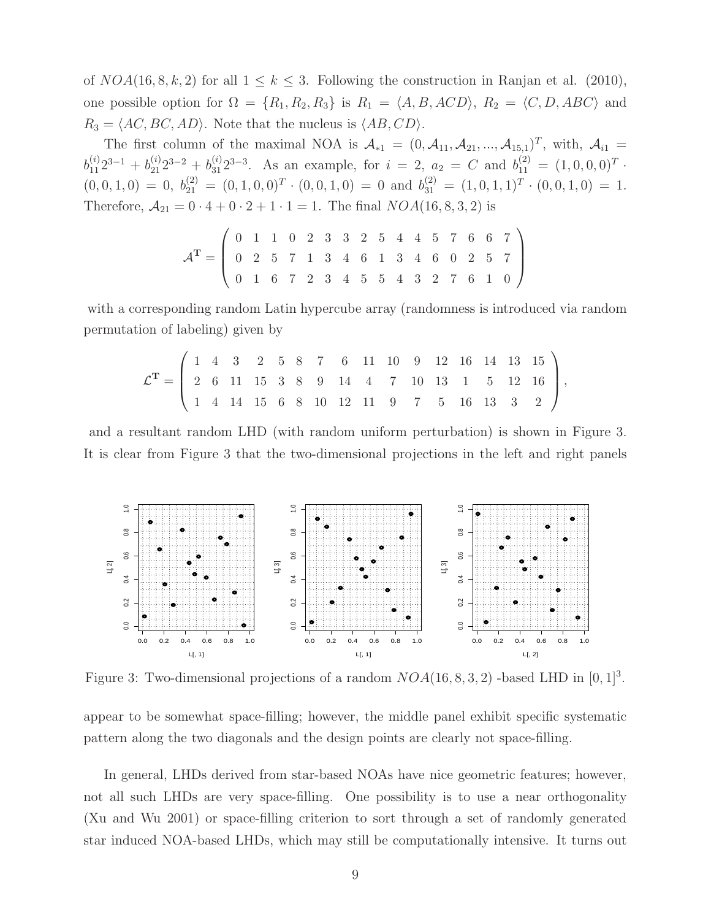of $NOA(16, 8, k, 2)$ for all $1 \leq k \leq 3$. Following the construction in Ranjan et al. (2010), one possible option for $\Omega = \{R_1, R_2, R_3\}$ is $R_1 = \langle A, B, ACD \rangle$, $R_2 = \langle C, D, ABC \rangle$ and $R_3 = \langle AC, BC, AD \rangle$. Note that the nucleus is $\langle AB, CD \rangle$.

The first column of the maximal NOA is $\mathcal{A}_{*1} = (0, \mathcal{A}_{11}, \mathcal{A}_{21}, ..., \mathcal{A}_{15,1})^T$, with, $\mathcal{A}_{i1} = b_{11}^{(i)} 2^{3-1} + b_{21}^{(i)} 2^{3-2} + b_{31}^{(i)} 2^{3-3}$. As an example, for $i = 2$, $a_2 = C$ and $b_{11}^{(2)} = (1, 0, 0, 0)^T \cdot (0, 0, 1, 0) = 0$, $b_{21}^{(2)} = (0, 1, 0, 0)^T \cdot (0, 0, 1, 0) = 0$ and $b_{31}^{(2)} = (1, 0, 1, 1)^T \cdot (0, 0, 1, 0) = 1$. Therefore, $\mathcal{A}_{21} = 0 \cdot 4 + 0 \cdot 2 + 1 \cdot 1 = 1$. The final $NOA(16, 8, 3, 2)$ is

$$\mathcal{A}^{\mathbf{T}} = \begin{pmatrix} 0 & 1 & 1 & 0 & 2 & 3 & 3 & 2 & 5 & 4 & 4 & 5 & 7 & 6 & 6 & 7 \\ 0 & 2 & 5 & 7 & 1 & 3 & 4 & 6 & 1 & 3 & 4 & 6 & 0 & 2 & 5 & 7 \\ 0 & 1 & 6 & 7 & 2 & 3 & 4 & 5 & 5 & 4 & 3 & 2 & 7 & 6 & 1 & 0 \end{pmatrix}$$

with a corresponding random Latin hypercube array (randomness is introduced via random permutation of labeling) given by

$$\mathcal{L}^{\mathbf{T}} = \begin{pmatrix} 1 & 4 & 3 & 2 & 5 & 8 & 7 & 6 & 11 & 10 & 9 & 12 & 16 & 14 & 13 & 15 \\ 2 & 6 & 11 & 15 & 3 & 8 & 9 & 14 & 4 & 7 & 10 & 13 & 1 & 5 & 12 & 16 \\ 1 & 4 & 14 & 15 & 6 & 8 & 10 & 12 & 11 & 9 & 7 & 5 & 16 & 13 & 3 & 2 \end{pmatrix},$$

and a resultant random LHD (with random uniform perturbation) is shown in Figure 3. It is clear from Figure 3 that the two-dimensional projections in the left and right panels

Figure 3: Two-dimensional projections of a random $NOA(16, 8, 3, 2)$ -based LHD in $[0, 1]^3$.

appear to be somewhat space-filling; however, the middle panel exhibit specific systematic pattern along the two diagonals and the design points are clearly not space-filling.

In general, LHDs derived from star-based NOAs have nice geometric features; however, not all such LHDs are very space-filling. One possibility is to use a near orthogonality (Xu and Wu 2001) or space-filling criterion to sort through a set of randomly generated star induced NOA-based LHDs, which may still be computationally intensive. It turns out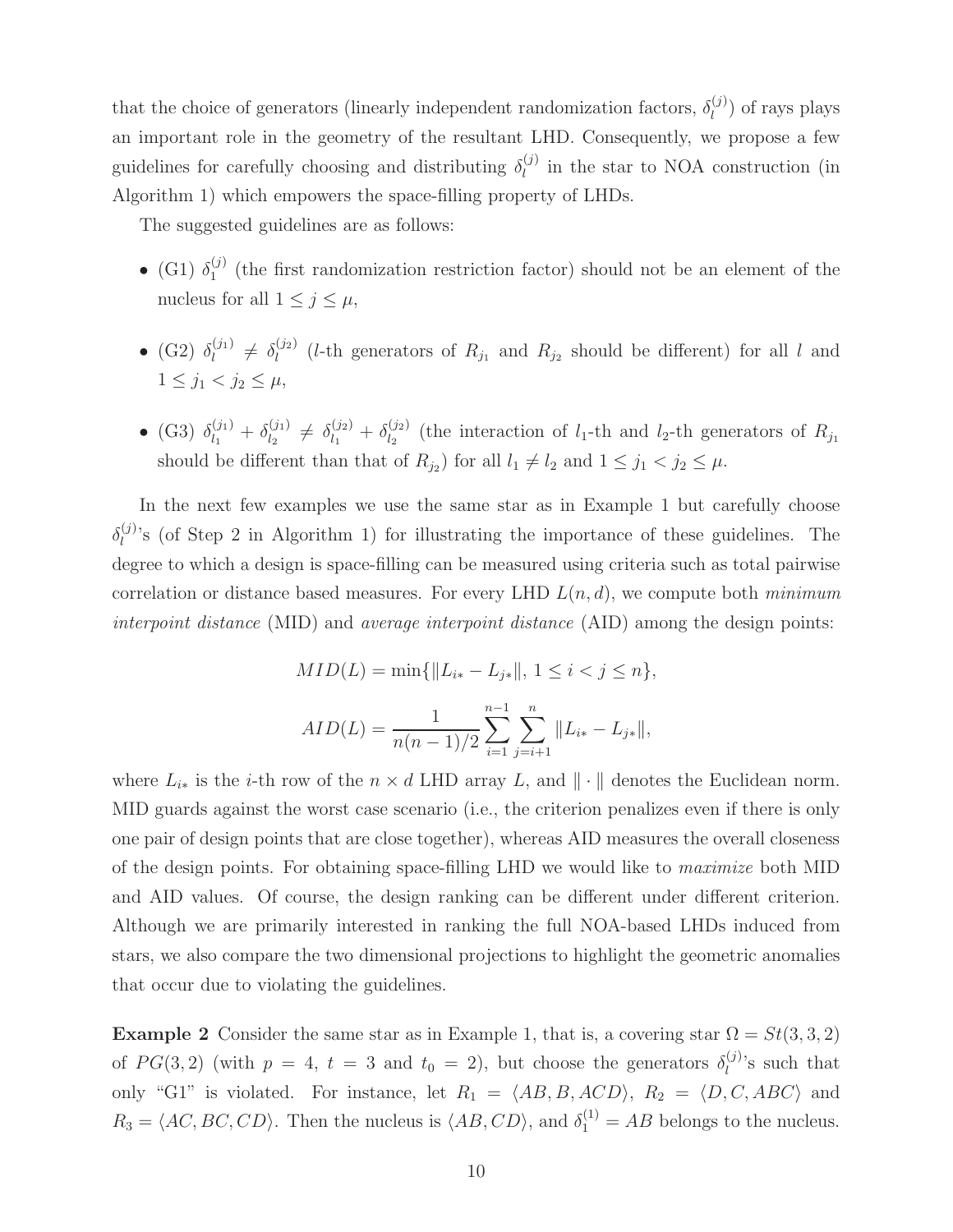that the choice of generators (linearly independent randomization factors, $\delta_l^{(j)}$) of rays plays an important role in the geometry of the resultant LHD. Consequently, we propose a few guidelines for carefully choosing and distributing $\delta_l^{(j)}$ in the star to NOA construction (in Algorithm 1) which empowers the space-filling property of LHDs.

The suggested guidelines are as follows:

- (G1) $\delta_1^{(j)}$ (the first randomization restriction factor) should not be an element of the nucleus for all $1 \leq j \leq \mu$,
- (G2) $\delta_l^{(j_1)} \neq \delta_l^{(j_2)}$ ($l$-th generators of $R_{j_1}$ and $R_{j_2}$ should be different) for all $l$ and $1 \leq j_1 < j_2 \leq \mu$,
- (G3) $\delta_{l_1}^{(j_1)} + \delta_{l_2}^{(j_1)} \neq \delta_{l_1}^{(j_2)} + \delta_{l_2}^{(j_2)}$ (the interaction of $l_1$-th and $l_2$-th generators of $R_{j_1}$ should be different than that of $R_{j_2}$) for all $l_1 \neq l_2$ and $1 \leq j_1 < j_2 \leq \mu$.

In the next few examples we use the same star as in Example 1 but carefully choose $\delta_l^{(j)}$'s (of Step 2 in Algorithm 1) for illustrating the importance of these guidelines. The degree to which a design is space-filling can be measured using criteria such as total pairwise correlation or distance based measures. For every LHD $L(n, d)$, we compute both *minimum interpoint distance* (MID) and *average interpoint distance* (AID) among the design points:

$$MID(L) = \min\{\|L_{i*} - L_{j*}\|, \, 1 \leq i < j \leq n\},$$

$$AID(L) = \frac{1}{n(n-1)/2} \sum_{i=1}^{n-1} \sum_{j=i+1}^{n} \|L_{i*} - L_{j*}\|,$$

where $L_{i*}$ is the $i$-th row of the $n \times d$ LHD array $L$, and $\| \cdot \|$ denotes the Euclidean norm. MID guards against the worst case scenario (i.e., the criterion penalizes even if there is only one pair of design points that are close together), whereas AID measures the overall closeness of the design points. For obtaining space-filling LHD we would like to *maximize* both MID and AID values. Of course, the design ranking can be different under different criterion. Although we are primarily interested in ranking the full NOA-based LHDs induced from stars, we also compare the two dimensional projections to highlight the geometric anomalies that occur due to violating the guidelines.

**Example 2** Consider the same star as in Example 1, that is, a covering star $\Omega = St(3, 3, 2)$ of $PG(3, 2)$ (with $p = 4$, $t = 3$ and $t_0 = 2$), but choose the generators $\delta_l^{(j)}$'s such that only "G1" is violated. For instance, let $R_1 = \langle AB, B, ACD \rangle$, $R_2 = \langle D, C, ABC \rangle$ and $R_3 = \langle AC, BC, CD \rangle$. Then the nucleus is $\langle AB, CD \rangle$, and $\delta_1^{(1)} = AB$ belongs to the nucleus.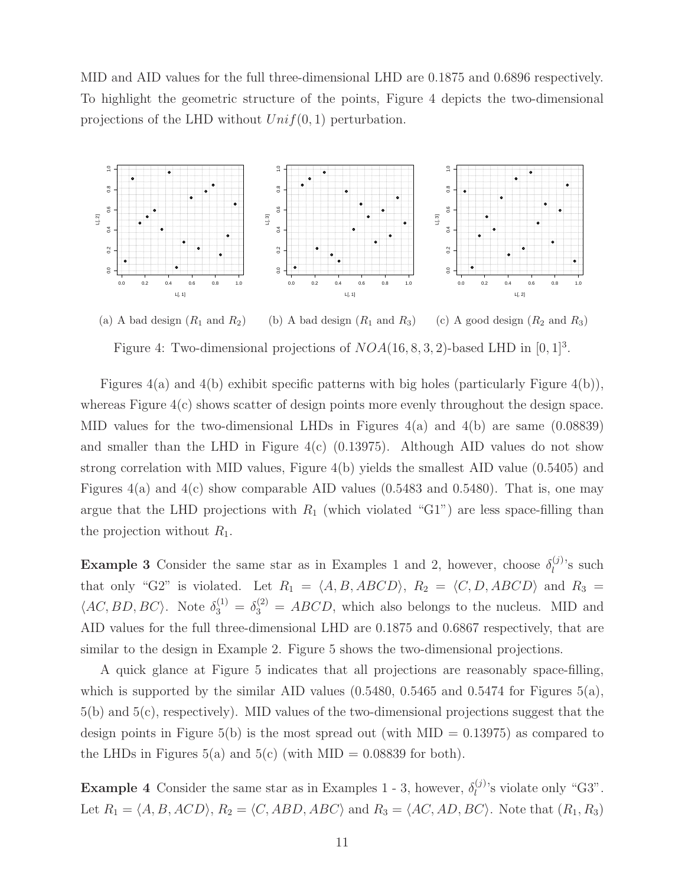MID and AID values for the full three-dimensional LHD are 0.1875 and 0.6896 respectively. To highlight the geometric structure of the points, Figure 4 depicts the two-dimensional projections of the LHD without $Unif(0,1)$ perturbation.

(a) A bad design ($R_1$ and $R_2$)  (b) A bad design ($R_1$ and $R_3$)  (c) A good design ($R_2$ and $R_3$)

Figure 4: Two-dimensional projections of $NOA(16, 8, 3, 2)$-based LHD in $[0, 1]^3$.

Figures 4(a) and 4(b) exhibit specific patterns with big holes (particularly Figure 4(b)), whereas Figure 4(c) shows scatter of design points more evenly throughout the design space. MID values for the two-dimensional LHDs in Figures 4(a) and 4(b) are same (0.08839) and smaller than the LHD in Figure 4(c) (0.13975). Although AID values do not show strong correlation with MID values, Figure 4(b) yields the smallest AID value (0.5405) and Figures 4(a) and 4(c) show comparable AID values (0.5483 and 0.5480). That is, one may argue that the LHD projections with $R_1$ (which violated "G1") are less space-filling than the projection without $R_1$.

**Example 3** Consider the same star as in Examples 1 and 2, however, choose $\delta_l^{(j)}$'s such that only "G2" is violated. Let $R_1 = \langle A, B, ABCD \rangle$, $R_2 = \langle C, D, ABCD \rangle$ and $R_3 = \langle AC, BD, BC \rangle$. Note $\delta_3^{(1)} = \delta_3^{(2)} = ABCD$, which also belongs to the nucleus. MID and AID values for the full three-dimensional LHD are 0.1875 and 0.6867 respectively, that are similar to the design in Example 2. Figure 5 shows the two-dimensional projections.

A quick glance at Figure 5 indicates that all projections are reasonably space-filling, which is supported by the similar AID values (0.5480, 0.5465 and 0.5474 for Figures 5(a), 5(b) and 5(c), respectively). MID values of the two-dimensional projections suggest that the design points in Figure 5(b) is the most spread out (with MID = 0.13975) as compared to the LHDs in Figures 5(a) and 5(c) (with MID = 0.08839 for both).

**Example 4** Consider the same star as in Examples 1 - 3, however, $\delta_l^{(j)}$'s violate only "G3". Let $R_1 = \langle A, B, ACD \rangle$, $R_2 = \langle C, ABD, ABC \rangle$ and $R_3 = \langle AC, AD, BC \rangle$. Note that $(R_1, R_3)$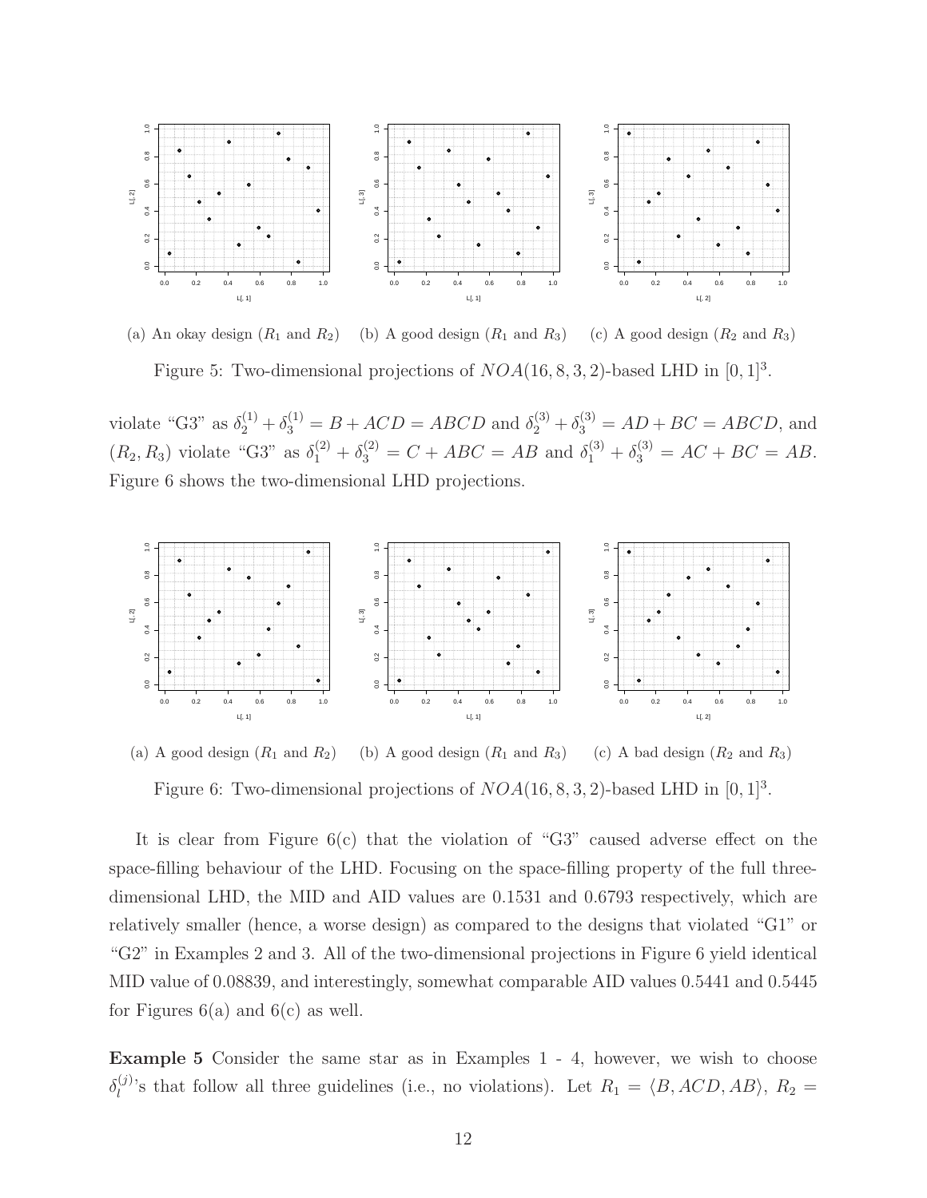(a) An okay design ($R_1$ and $R_2$) (b) A good design ($R_1$ and $R_3$) (c) A good design ($R_2$ and $R_3$)

Figure 5: Two-dimensional projections of $NOA(16, 8, 3, 2)$-based LHD in $[0, 1]^3$.

violate "G3" as $\delta_2^{(1)} + \delta_3^{(1)} = B + ACD = ABCD$ and $\delta_2^{(3)} + \delta_3^{(3)} = AD + BC = ABCD$, and $(R_2, R_3)$ violate "G3" as $\delta_1^{(2)} + \delta_3^{(2)} = C + ABC = AB$ and $\delta_1^{(3)} + \delta_3^{(3)} = AC + BC = AB$. Figure 6 shows the two-dimensional LHD projections.

(a) A good design ($R_1$ and $R_2$) (b) A good design ($R_1$ and $R_3$) (c) A bad design ($R_2$ and $R_3$)

Figure 6: Two-dimensional projections of $NOA(16, 8, 3, 2)$-based LHD in $[0, 1]^3$.

It is clear from Figure 6(c) that the violation of "G3" caused adverse effect on the space-filling behaviour of the LHD. Focusing on the space-filling property of the full three-dimensional LHD, the MID and AID values are 0.1531 and 0.6793 respectively, which are relatively smaller (hence, a worse design) as compared to the designs that violated "G1" or "G2" in Examples 2 and 3. All of the two-dimensional projections in Figure 6 yield identical MID value of 0.08839, and interestingly, somewhat comparable AID values 0.5441 and 0.5445 for Figures 6(a) and 6(c) as well.

**Example 5** Consider the same star as in Examples 1 - 4, however, we wish to choose $\delta_l^{(j)}$'s that follow all three guidelines (i.e., no violations). Let $R_1 = \langle B, ACD, AB \rangle$, $R_2 =$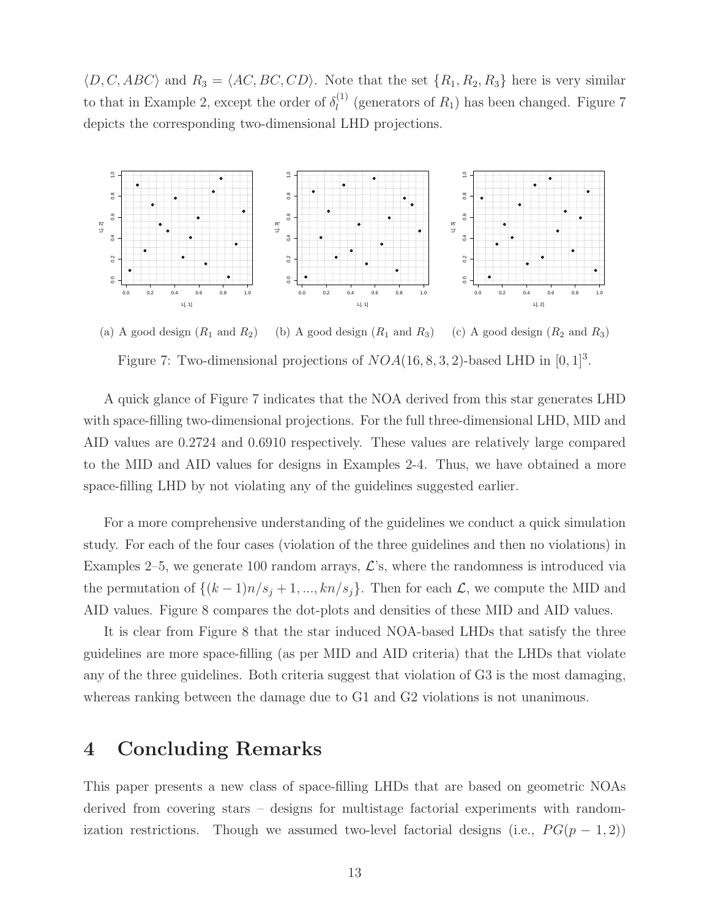$\langle D, C, ABC \rangle$ and $R_3 = \langle AC, BC, CD \rangle$. Note that the set $\{R_1, R_2, R_3\}$ here is very similar to that in Example 2, except the order of $\delta_l^{(1)}$ (generators of $R_1$) has been changed. Figure 7 depicts the corresponding two-dimensional LHD projections.

(a) A good design ($R_1$ and $R_2$) (b) A good design ($R_1$ and $R_3$) (c) A good design ($R_2$ and $R_3$)

Figure 7: Two-dimensional projections of $NOA(16, 8, 3, 2)$-based LHD in $[0, 1]^3$.

A quick glance of Figure 7 indicates that the NOA derived from this star generates LHD with space-filling two-dimensional projections. For the full three-dimensional LHD, MID and AID values are 0.2724 and 0.6910 respectively. These values are relatively large compared to the MID and AID values for designs in Examples 2-4. Thus, we have obtained a more space-filling LHD by not violating any of the guidelines suggested earlier.

For a more comprehensive understanding of the guidelines we conduct a quick simulation study. For each of the four cases (violation of the three guidelines and then no violations) in Examples 2–5, we generate 100 random arrays, $\mathcal{L}$'s, where the randomness is introduced via the permutation of $\{(k-1)n/s_j + 1, ..., kn/s_j\}$. Then for each $\mathcal{L}$, we compute the MID and AID values. Figure 8 compares the dot-plots and densities of these MID and AID values.

It is clear from Figure 8 that the star induced NOA-based LHDs that satisfy the three guidelines are more space-filling (as per MID and AID criteria) that the LHDs that violate any of the three guidelines. Both criteria suggest that violation of G3 is the most damaging, whereas ranking between the damage due to G1 and G2 violations is not unanimous.

# 4 Concluding Remarks

This paper presents a new class of space-filling LHDs that are based on geometric NOAs derived from covering stars – designs for multistage factorial experiments with randomization restrictions. Though we assumed two-level factorial designs (i.e., $PG(p-1, 2)$)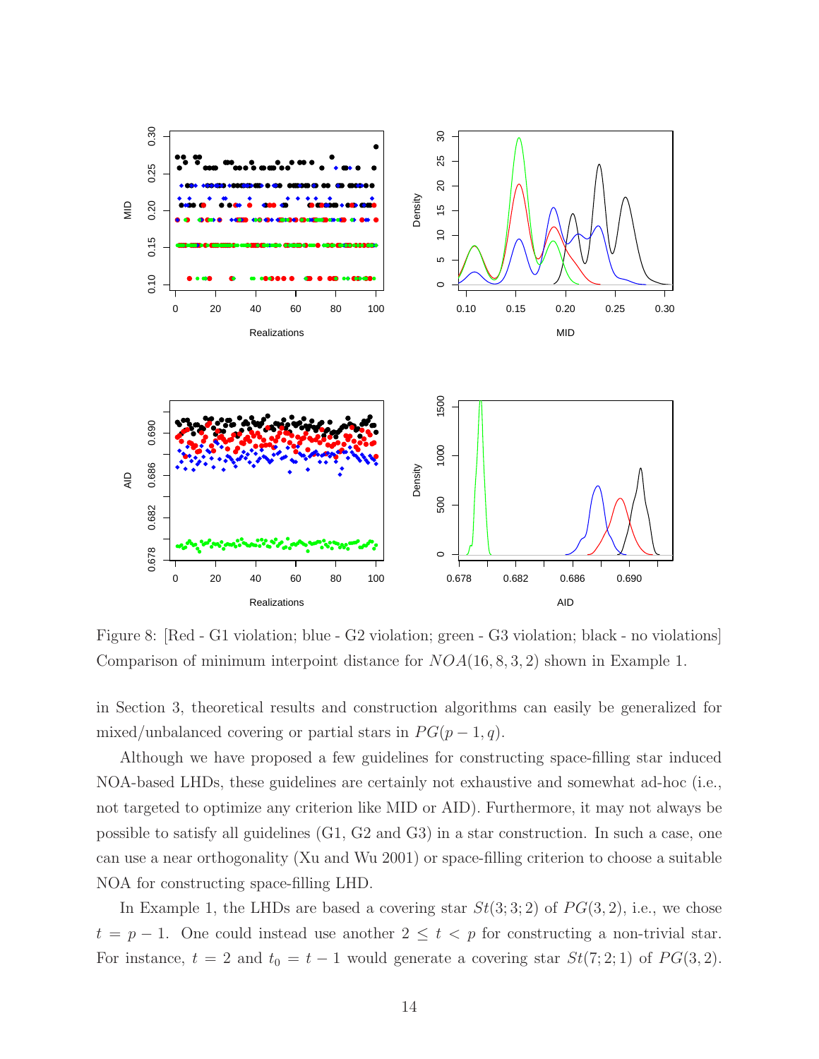Figure 8: [Red - G1 violation; blue - G2 violation; green - G3 violation; black - no violations] Comparison of minimum interpoint distance for $NOA(16, 8, 3, 2)$ shown in Example 1.

in Section 3, theoretical results and construction algorithms can easily be generalized for mixed/unbalanced covering or partial stars in $PG(p-1, q)$.

Although we have proposed a few guidelines for constructing space-filling star induced NOA-based LHDs, these guidelines are certainly not exhaustive and somewhat ad-hoc (i.e., not targeted to optimize any criterion like MID or AID). Furthermore, it may not always be possible to satisfy all guidelines (G1, G2 and G3) in a star construction. In such a case, one can use a near orthogonality (Xu and Wu 2001) or space-filling criterion to choose a suitable NOA for constructing space-filling LHD.

In Example 1, the LHDs are based a covering star $St(3; 3; 2)$ of $PG(3, 2)$, i.e., we chose $t = p - 1$. One could instead use another $2 \leq t < p$ for constructing a non-trivial star. For instance, $t = 2$ and $t_0 = t - 1$ would generate a covering star $St(7; 2; 1)$ of $PG(3, 2)$.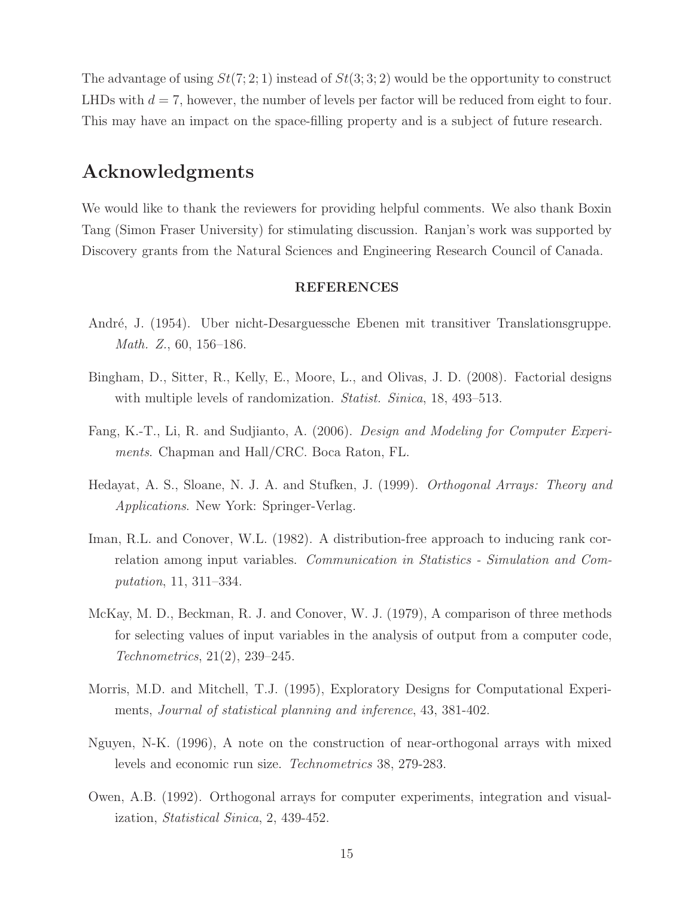The advantage of using $St(7;2;1)$ instead of $St(3;3;2)$ would be the opportunity to construct LHDs with $d=7$, however, the number of levels per factor will be reduced from eight to four. This may have an impact on the space-filling property and is a subject of future research.

## Acknowledgments

We would like to thank the reviewers for providing helpful comments. We also thank Boxin Tang (Simon Fraser University) for stimulating discussion. Ranjan's work was supported by Discovery grants from the Natural Sciences and Engineering Research Council of Canada.

### REFERENCES

André, J. (1954). Uber nicht-Desarguessche Ebenen mit transitiver Translationsgruppe. *Math. Z.*, 60, 156–186.

Bingham, D., Sitter, R., Kelly, E., Moore, L., and Olivas, J. D. (2008). Factorial designs with multiple levels of randomization. *Statist. Sinica*, 18, 493–513.

Fang, K.-T., Li, R. and Sudjianto, A. (2006). *Design and Modeling for Computer Experiments*. Chapman and Hall/CRC. Boca Raton, FL.

Hedayat, A. S., Sloane, N. J. A. and Stufken, J. (1999). *Orthogonal Arrays: Theory and Applications*. New York: Springer-Verlag.

Iman, R.L. and Conover, W.L. (1982). A distribution-free approach to inducing rank correlation among input variables. *Communication in Statistics - Simulation and Computation*, 11, 311–334.

McKay, M. D., Beckman, R. J. and Conover, W. J. (1979), A comparison of three methods for selecting values of input variables in the analysis of output from a computer code, *Technometrics*, 21(2), 239–245.

Morris, M.D. and Mitchell, T.J. (1995), Exploratory Designs for Computational Experiments, *Journal of statistical planning and inference*, 43, 381-402.

Nguyen, N-K. (1996), A note on the construction of near-orthogonal arrays with mixed levels and economic run size. *Technometrics* 38, 279-283.

Owen, A.B. (1992). Orthogonal arrays for computer experiments, integration and visualization, *Statistical Sinica*, 2, 439-452.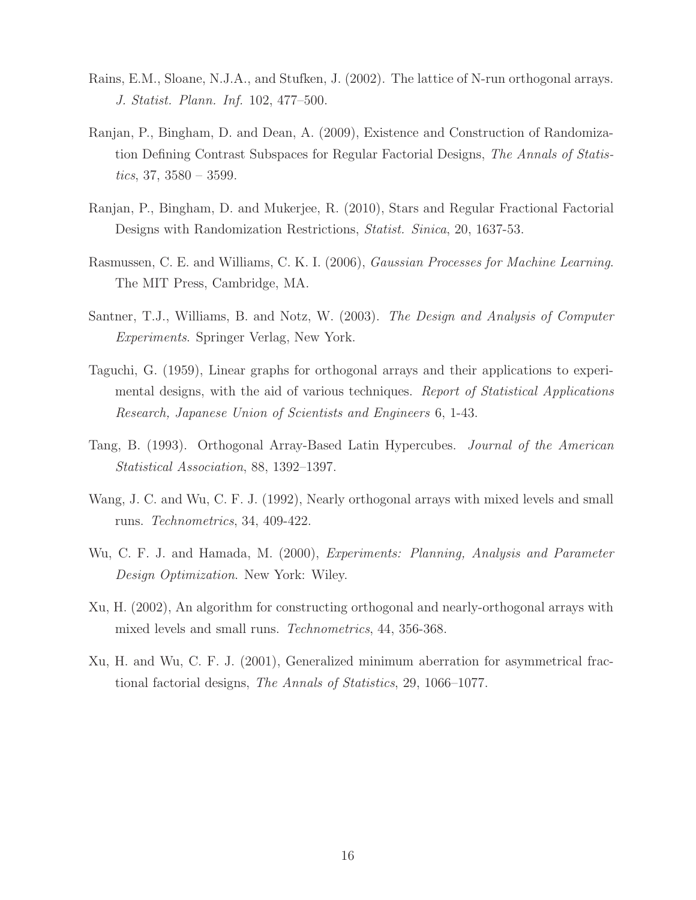Rains, E.M., Sloane, N.J.A., and Stufken, J. (2002). The lattice of N-run orthogonal arrays. *J. Statist. Plann. Inf.* 102, 477–500.

Ranjan, P., Bingham, D. and Dean, A. (2009), Existence and Construction of Randomization Defining Contrast Subspaces for Regular Factorial Designs, *The Annals of Statistics*, 37, 3580 – 3599.

Ranjan, P., Bingham, D. and Mukerjee, R. (2010), Stars and Regular Fractional Factorial Designs with Randomization Restrictions, *Statist. Sinica*, 20, 1637-53.

Rasmussen, C. E. and Williams, C. K. I. (2006), *Gaussian Processes for Machine Learning*. The MIT Press, Cambridge, MA.

Santner, T.J., Williams, B. and Notz, W. (2003). *The Design and Analysis of Computer Experiments*. Springer Verlag, New York.

Taguchi, G. (1959), Linear graphs for orthogonal arrays and their applications to experimental designs, with the aid of various techniques. *Report of Statistical Applications Research, Japanese Union of Scientists and Engineers* 6, 1-43.

Tang, B. (1993). Orthogonal Array-Based Latin Hypercubes. *Journal of the American Statistical Association*, 88, 1392–1397.

Wang, J. C. and Wu, C. F. J. (1992), Nearly orthogonal arrays with mixed levels and small runs. *Technometrics*, 34, 409-422.

Wu, C. F. J. and Hamada, M. (2000), *Experiments: Planning, Analysis and Parameter Design Optimization*. New York: Wiley.

Xu, H. (2002), An algorithm for constructing orthogonal and nearly-orthogonal arrays with mixed levels and small runs. *Technometrics*, 44, 356-368.

Xu, H. and Wu, C. F. J. (2001), Generalized minimum aberration for asymmetrical fractional factorial designs, *The Annals of Statistics*, 29, 1066–1077.